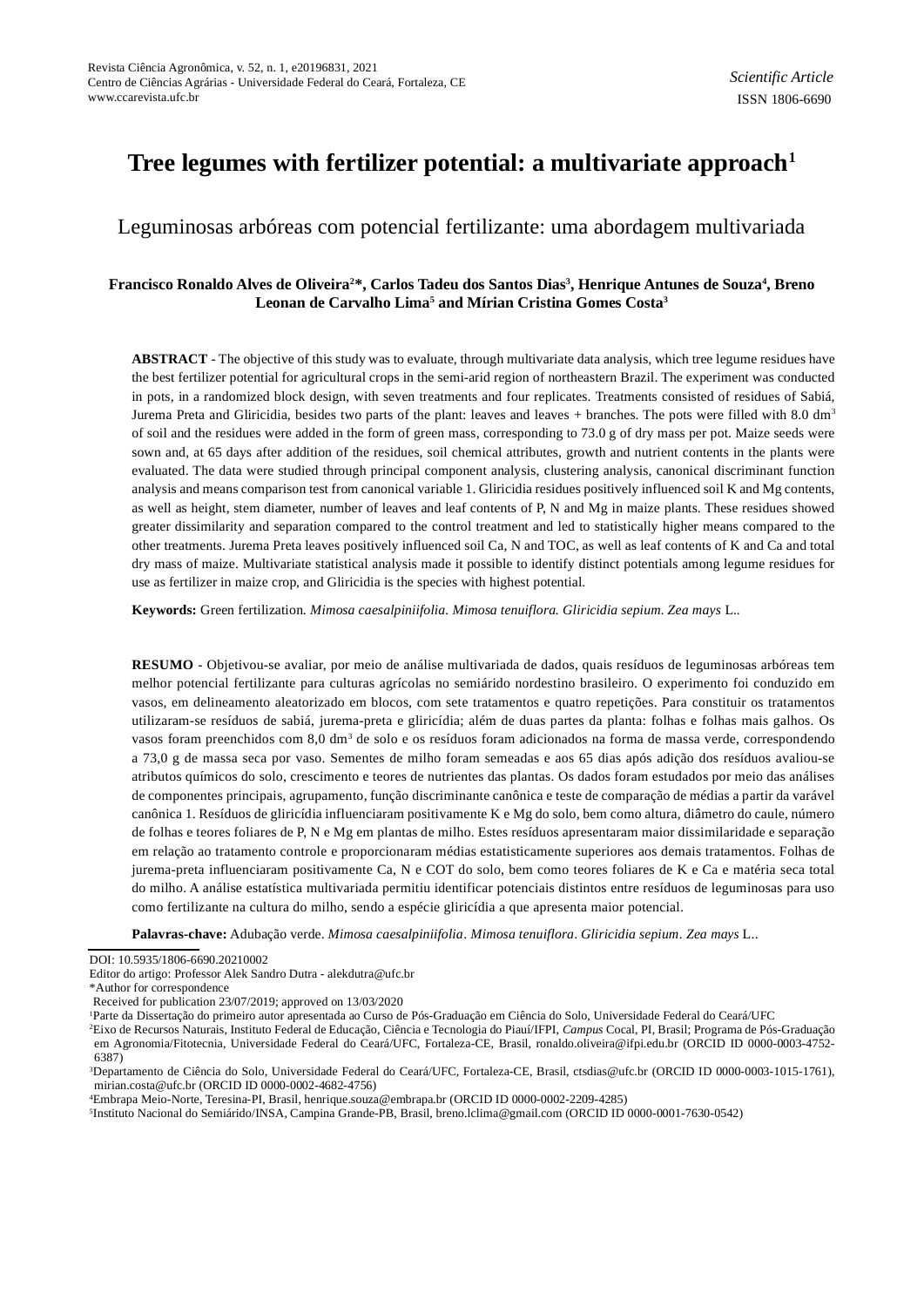Scientific Article
ISSN 1806-6690

# Tree legumes with fertilizer potential: a multivariate approach[1]

## Leguminosas arbóreas com potencial fertilizante: uma abordagem multivariada

**Francisco Ronaldo Alves de Oliveira[2]*, Carlos Tadeu dos Santos Dias[3], Henrique Antunes de Souza[4], Breno Leonan de Carvalho Lima[5] and Mírian Cristina Gomes Costa[3]**

**ABSTRACT** - The objective of this study was to evaluate, through multivariate data analysis, which tree legume residues have the best fertilizer potential for agricultural crops in the semi-arid region of northeastern Brazil. The experiment was conducted in pots, in a randomized block design, with seven treatments and four replicates. Treatments consisted of residues of Sabiá, Jurema Preta and Gliricidia, besides two parts of the plant: leaves and leaves + branches. The pots were filled with 8.0 $dm^3$ of soil and the residues were added in the form of green mass, corresponding to 73.0 g of dry mass per pot. Maize seeds were sown and, at 65 days after addition of the residues, soil chemical attributes, growth and nutrient contents in the plants were evaluated. The data were studied through principal component analysis, clustering analysis, canonical discriminant function analysis and means comparison test from canonical variable 1. Gliricidia residues positively influenced soil K and Mg contents, as well as height, stem diameter, number of leaves and leaf contents of P, N and Mg in maize plants. These residues showed greater dissimilarity and separation compared to the control treatment and led to statistically higher means compared to the other treatments. Jurema Preta leaves positively influenced soil Ca, N and TOC, as well as leaf contents of K and Ca and total dry mass of maize. Multivariate statistical analysis made it possible to identify distinct potentials among legume residues for use as fertilizer in maize crop, and Gliricidia is the species with highest potential.

**Keywords:** Green fertilization. *Mimosa caesalpiniifolia*. *Mimosa tenuiflora*. *Gliricidia sepium*. *Zea mays* L..

**RESUMO** - Objetivou-se avaliar, por meio de análise multivariada de dados, quais resíduos de leguminosas arbóreas tem melhor potencial fertilizante para culturas agrícolas no semiárido nordestino brasileiro. O experimento foi conduzido em vasos, em delineamento aleatorizado em blocos, com sete tratamentos e quatro repetições. Para constituir os tratamentos utilizaram-se resíduos de sabiá, jurema-preta e gliricídia; além de duas partes da planta: folhas e folhas mais galhos. Os vasos foram preenchidos com 8,0 $dm^3$ de solo e os resíduos foram adicionados na forma de massa verde, correspondendo a 73,0 g de massa seca por vaso. Sementes de milho foram semeadas e aos 65 dias após adição dos resíduos avaliou-se atributos químicos do solo, crescimento e teores de nutrientes das plantas. Os dados foram estudados por meio das análises de componentes principais, agrupamento, função discriminante canônica e teste de comparação de médias a partir da varável canônica 1. Resíduos de gliricídia influenciaram positivamente K e Mg do solo, bem como altura, diâmetro do caule, número de folhas e teores foliares de P, N e Mg em plantas de milho. Estes resíduos apresentaram maior dissimilaridade e separação em relação ao tratamento controle e proporcionaram médias estatisticamente superiores aos demais tratamentos. Folhas de jurema-preta influenciaram positivamente Ca, N e COT do solo, bem como teores foliares de K e Ca e matéria seca total do milho. A análise estatística multivariada permitiu identificar potenciais distintos entre resíduos de leguminosas para uso como fertilizante na cultura do milho, sendo a espécie gliricídia a que apresenta maior potencial.

**Palavras-chave:** Adubação verde. *Mimosa caesalpiniifolia*. *Mimosa tenuiflora*. *Gliricidia sepium*. *Zea mays* L..

---

DOI: 10.5935/1806-6690.20210002
Editor do artigo: Professor Alek Sandro Dutra - alekdutra@ufc.br
*Author for correspondence
Received for publication 23/07/2019; approved on 13/03/2020

[1]Parte da Dissertação do primeiro autor apresentada ao Curso de Pós-Graduação em Ciência do Solo, Universidade Federal do Ceará/UFC

[2]Eixo de Recursos Naturais, Instituto Federal de Educação, Ciência e Tecnologia do Piauí/IFPI, *Campus* Cocal, PI, Brasil; Programa de Pós-Graduação em Agronomia/Fitotecnia, Universidade Federal do Ceará/UFC, Fortaleza-CE, Brasil, ronaldo.oliveira@ifpi.edu.br (ORCID ID 0000-0003-4752-6387)

[3]Departamento de Ciência do Solo, Universidade Federal do Ceará/UFC, Fortaleza-CE, Brasil, ctsdias@ufc.br (ORCID ID 0000-0003-1015-1761), mirian.costa@ufc.br (ORCID ID 0000-0002-4682-4756)

[4]Embrapa Meio-Norte, Teresina-PI, Brasil, henrique.souza@embrapa.br (ORCID ID 0000-0002-2209-4285)

[5]Instituto Nacional do Semiárido/INSA, Campina Grande-PB, Brasil, breno.lclima@gmail.com (ORCID ID 0000-0001-7630-0542)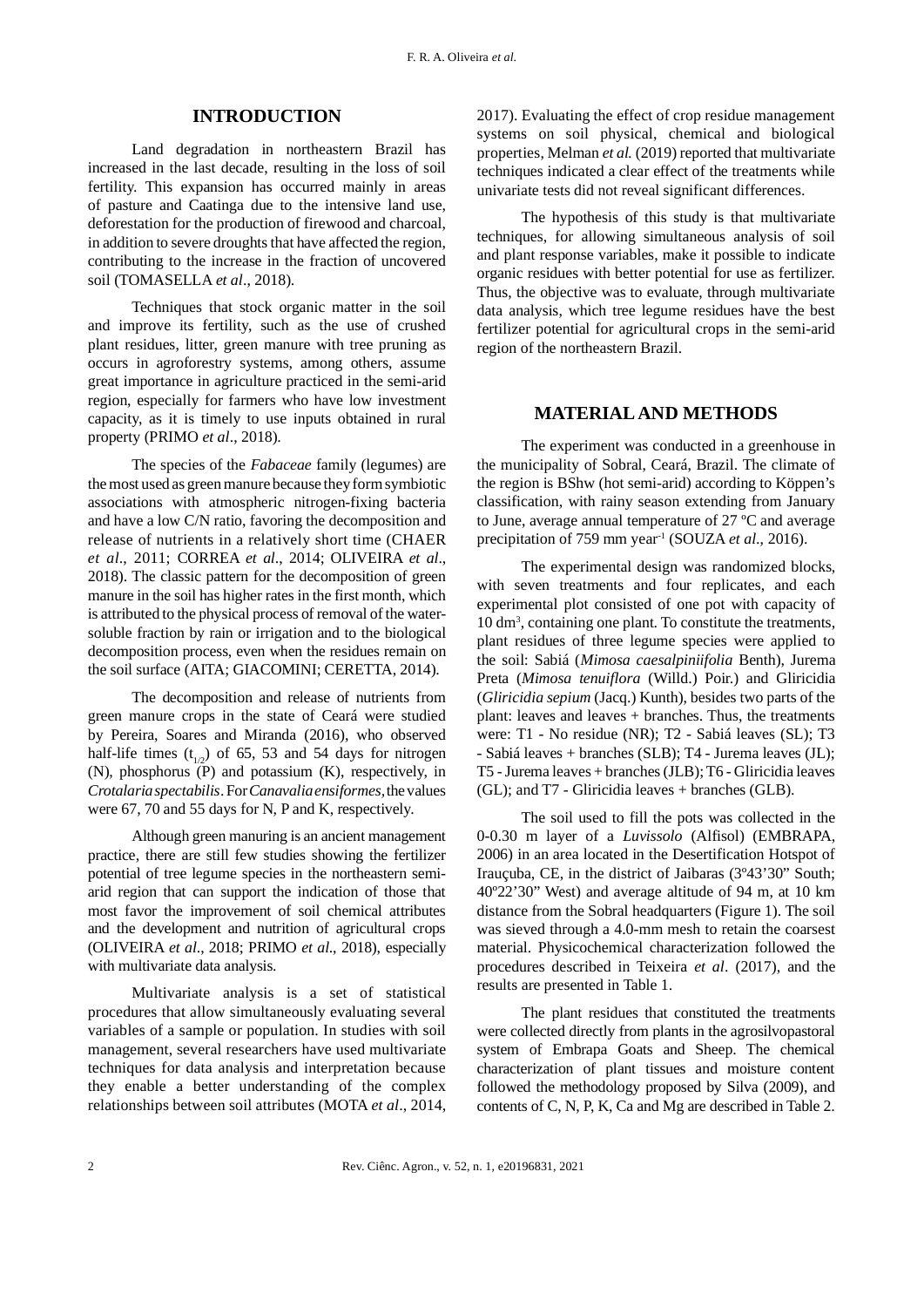## INTRODUCTION

Land degradation in northeastern Brazil has increased in the last decade, resulting in the loss of soil fertility. This expansion has occurred mainly in areas of pasture and Caatinga due to the intensive land use, deforestation for the production of firewood and charcoal, in addition to severe droughts that have affected the region, contributing to the increase in the fraction of uncovered soil (TOMASELLA *et al*., 2018).

Techniques that stock organic matter in the soil and improve its fertility, such as the use of crushed plant residues, litter, green manure with tree pruning as occurs in agroforestry systems, among others, assume great importance in agriculture practiced in the semi-arid region, especially for farmers who have low investment capacity, as it is timely to use inputs obtained in rural property (PRIMO *et al*., 2018).

The species of the *Fabaceae* family (legumes) are the most used as green manure because they form symbiotic associations with atmospheric nitrogen-fixing bacteria and have a low C/N ratio, favoring the decomposition and release of nutrients in a relatively short time (CHAER *et al*., 2011; CORREA *et al*., 2014; OLIVEIRA *et al*., 2018). The classic pattern for the decomposition of green manure in the soil has higher rates in the first month, which is attributed to the physical process of removal of the water-soluble fraction by rain or irrigation and to the biological decomposition process, even when the residues remain on the soil surface (AITA; GIACOMINI; CERETTA, 2014).

The decomposition and release of nutrients from green manure crops in the state of Ceará were studied by Pereira, Soares and Miranda (2016), who observed half-life times ($t_{1/2}$) of 65, 53 and 54 days for nitrogen (N), phosphorus (P) and potassium (K), respectively, in *Crotalaria spectabilis*. For *Canavalia ensiformes*, the values were 67, 70 and 55 days for N, P and K, respectively.

Although green manuring is an ancient management practice, there are still few studies showing the fertilizer potential of tree legume species in the northeastern semi-arid region that can support the indication of those that most favor the improvement of soil chemical attributes and the development and nutrition of agricultural crops (OLIVEIRA *et al*., 2018; PRIMO *et al*., 2018), especially with multivariate data analysis.

Multivariate analysis is a set of statistical procedures that allow simultaneously evaluating several variables of a sample or population. In studies with soil management, several researchers have used multivariate techniques for data analysis and interpretation because they enable a better understanding of the complex relationships between soil attributes (MOTA *et al*., 2014, 2017). Evaluating the effect of crop residue management systems on soil physical, chemical and biological properties, Melman *et al.* (2019) reported that multivariate techniques indicated a clear effect of the treatments while univariate tests did not reveal significant differences.

The hypothesis of this study is that multivariate techniques, for allowing simultaneous analysis of soil and plant response variables, make it possible to indicate organic residues with better potential for use as fertilizer. Thus, the objective was to evaluate, through multivariate data analysis, which tree legume residues have the best fertilizer potential for agricultural crops in the semi-arid region of the northeastern Brazil.

## MATERIAL AND METHODS

The experiment was conducted in a greenhouse in the municipality of Sobral, Ceará, Brazil. The climate of the region is BShw (hot semi-arid) according to Köppen's classification, with rainy season extending from January to June, average annual temperature of 27 ºC and average precipitation of 759 mm year$^{-1}$ (SOUZA *et al*., 2016).

The experimental design was randomized blocks, with seven treatments and four replicates, and each experimental plot consisted of one pot with capacity of 10 dm$^3$, containing one plant. To constitute the treatments, plant residues of three legume species were applied to the soil: Sabiá (*Mimosa caesalpiniifolia* Benth), Jurema Preta (*Mimosa tenuiflora* (Willd.) Poir.) and Gliricidia (*Gliricidia sepium* (Jacq.) Kunth), besides two parts of the plant: leaves and leaves + branches. Thus, the treatments were: T1 - No residue (NR); T2 - Sabiá leaves (SL); T3 - Sabiá leaves + branches (SLB); T4 - Jurema leaves (JL); T5 - Jurema leaves + branches (JLB); T6 - Gliricidia leaves (GL); and T7 - Gliricidia leaves + branches (GLB).

The soil used to fill the pots was collected in the 0-0.30 m layer of a *Luvissolo* (Alfisol) (EMBRAPA, 2006) in an area located in the Desertification Hotspot of Irauçuba, CE, in the district of Jaibaras (3º43'30" South; 40º22'30" West) and average altitude of 94 m, at 10 km distance from the Sobral headquarters (Figure 1). The soil was sieved through a 4.0-mm mesh to retain the coarsest material. Physicochemical characterization followed the procedures described in Teixeira *et al*. (2017), and the results are presented in Table 1.

The plant residues that constituted the treatments were collected directly from plants in the agrosilvopastoral system of Embrapa Goats and Sheep. The chemical characterization of plant tissues and moisture content followed the methodology proposed by Silva (2009), and contents of C, N, P, K, Ca and Mg are described in Table 2.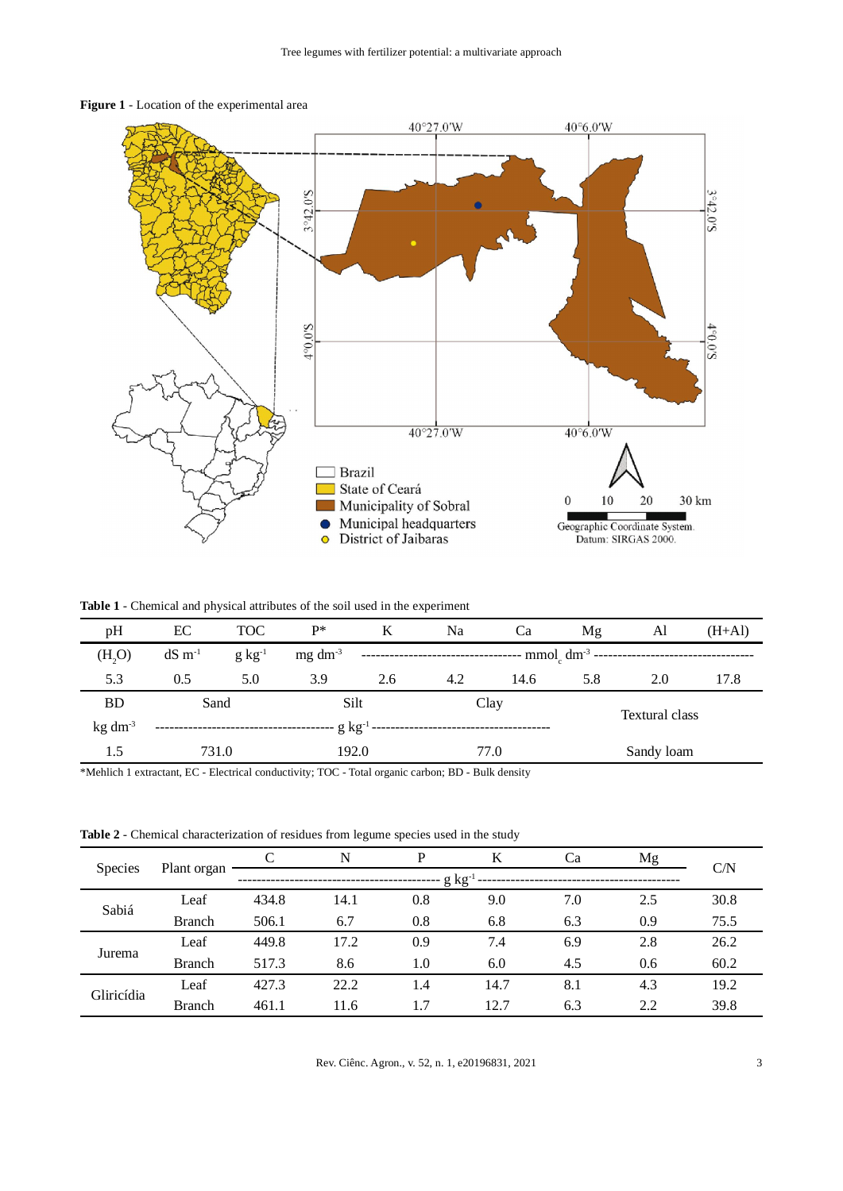**Figure 1** - Location of the experimental area

**Table 1** - Chemical and physical attributes of the soil used in the experiment

| pH | EC | TOC | P* | K | Na | Ca | Mg | Al | (H+Al) |
|---|---|---|---|---|---|---|---|---|---|
| ($H_2O$) | dS $m^{-1}$ | g $kg^{-1}$ | mg $dm^{-3}$ | | | mmol$_c$ $dm^{-3}$ | | | |
| 5.3 | 0.5 | 5.0 | 3.9 | 2.6 | 4.2 | 14.6 | 5.8 | 2.0 | 17.8 |

| BD | Sand | Silt | Clay | Textural class |
|---|---|---|---|---|
| kg $dm^{-3}$ | | g $kg^{-1}$ | | |
| 1.5 | 731.0 | 192.0 | 77.0 | Sandy loam |

*Mehlich 1 extractant, EC - Electrical conductivity; TOC - Total organic carbon; BD - Bulk density

**Table 2** - Chemical characterization of residues from legume species used in the study

| Species | Plant organ | C | N | P | K | Ca | Mg | C/N |
|---|---|---|---|---|---|---|---|---|
| | | | | g $kg^{-1}$ | | | | |
| Sabiá | Leaf | 434.8 | 14.1 | 0.8 | 9.0 | 7.0 | 2.5 | 30.8 |
| | Branch | 506.1 | 6.7 | 0.8 | 6.8 | 6.3 | 0.9 | 75.5 |
| Jurema | Leaf | 449.8 | 17.2 | 0.9 | 7.4 | 6.9 | 2.8 | 26.2 |
| | Branch | 517.3 | 8.6 | 1.0 | 6.0 | 4.5 | 0.6 | 60.2 |
| Gliricídia | Leaf | 427.3 | 22.2 | 1.4 | 14.7 | 8.1 | 4.3 | 19.2 |
| | Branch | 461.1 | 11.6 | 1.7 | 12.7 | 6.3 | 2.2 | 39.8 |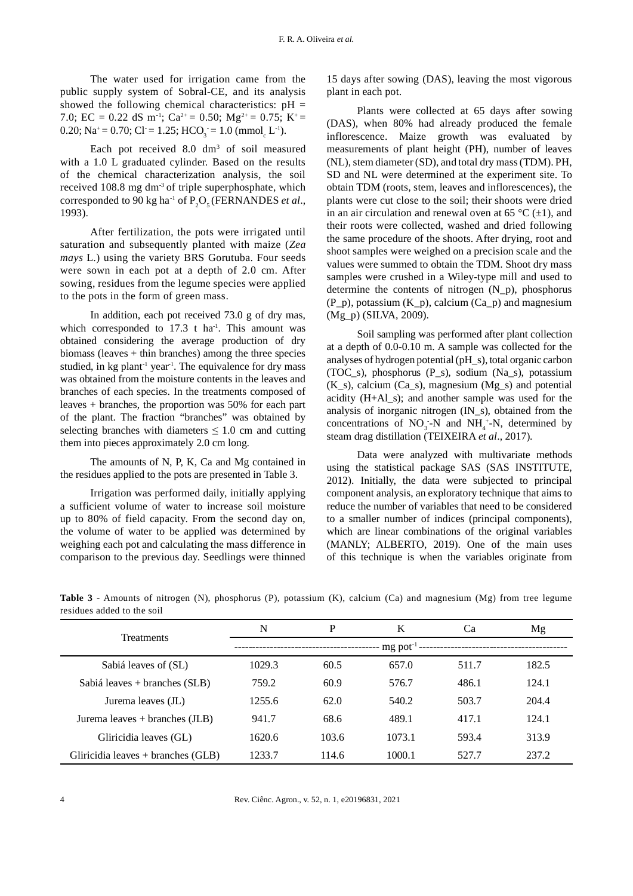The water used for irrigation came from the public supply system of Sobral-CE, and its analysis showed the following chemical characteristics: pH = 7.0; EC = 0.22 dS $m^{-1}$; $Ca^{2+}$ = 0.50; $Mg^{2+}$ = 0.75; $K^+$ = 0.20; $Na^+$ = 0.70; $Cl^-$ = 1.25; $HCO_3^-$ = 1.0 ($mmol_c$ $L^{-1}$).

Each pot received 8.0 $dm^3$ of soil measured with a 1.0 L graduated cylinder. Based on the results of the chemical characterization analysis, the soil received 108.8 mg $dm^{-3}$ of triple superphosphate, which corresponded to 90 kg $ha^{-1}$ of $P_2O_5$ (FERNANDES *et al*., 1993).

After fertilization, the pots were irrigated until saturation and subsequently planted with maize (*Zea mays* L.) using the variety BRS Gorutuba. Four seeds were sown in each pot at a depth of 2.0 cm. After sowing, residues from the legume species were applied to the pots in the form of green mass.

In addition, each pot received 73.0 g of dry mas, which corresponded to 17.3 t $ha^{-1}$. This amount was obtained considering the average production of dry biomass (leaves + thin branches) among the three species studied, in kg $plant^{-1}$ $year^{-1}$. The equivalence for dry mass was obtained from the moisture contents in the leaves and branches of each species. In the treatments composed of leaves + branches, the proportion was 50% for each part of the plant. The fraction "branches" was obtained by selecting branches with diameters $\leq$ 1.0 cm and cutting them into pieces approximately 2.0 cm long.

The amounts of N, P, K, Ca and Mg contained in the residues applied to the pots are presented in Table 3.

Irrigation was performed daily, initially applying a sufficient volume of water to increase soil moisture up to 80% of field capacity. From the second day on, the volume of water to be applied was determined by weighing each pot and calculating the mass difference in comparison to the previous day. Seedlings were thinned 15 days after sowing (DAS), leaving the most vigorous plant in each pot.

Plants were collected at 65 days after sowing (DAS), when 80% had already produced the female inflorescence. Maize growth was evaluated by measurements of plant height (PH), number of leaves (NL), stem diameter (SD), and total dry mass (TDM). PH, SD and NL were determined at the experiment site. To obtain TDM (roots, stem, leaves and inflorescences), the plants were cut close to the soil; their shoots were dried in an air circulation and renewal oven at 65 °C (±1), and their roots were collected, washed and dried following the same procedure of the shoots. After drying, root and shoot samples were weighed on a precision scale and the values were summed to obtain the TDM. Shoot dry mass samples were crushed in a Wiley-type mill and used to determine the contents of nitrogen (N_p), phosphorus (P_p), potassium (K_p), calcium (Ca_p) and magnesium (Mg_p) (SILVA, 2009).

Soil sampling was performed after plant collection at a depth of 0.0-0.10 m. A sample was collected for the analyses of hydrogen potential (pH_s), total organic carbon (TOC_s), phosphorus (P_s), sodium (Na_s), potassium (K_s), calcium (Ca_s), magnesium (Mg_s) and potential acidity (H+Al_s); and another sample was used for the analysis of inorganic nitrogen (IN_s), obtained from the concentrations of $NO_3^-$-N and $NH_4^+$-N, determined by steam drag distillation (TEIXEIRA *et al*., 2017).

Data were analyzed with multivariate methods using the statistical package SAS (SAS INSTITUTE, 2012). Initially, the data were subjected to principal component analysis, an exploratory technique that aims to reduce the number of variables that need to be considered to a smaller number of indices (principal components), which are linear combinations of the original variables (MANLY; ALBERTO, 2019). One of the main uses of this technique is when the variables originate from

**Table 3** - Amounts of nitrogen (N), phosphorus (P), potassium (K), calcium (Ca) and magnesium (Mg) from tree legume residues added to the soil

| Treatments | N | P | K | Ca | Mg |
|---|---|---|---|---|---|
| | mg $pot^{-1}$ | | | | |
| Sabiá leaves of (SL) | 1029.3 | 60.5 | 657.0 | 511.7 | 182.5 |
| Sabiá leaves + branches (SLB) | 759.2 | 60.9 | 576.7 | 486.1 | 124.1 |
| Jurema leaves (JL) | 1255.6 | 62.0 | 540.2 | 503.7 | 204.4 |
| Jurema leaves + branches (JLB) | 941.7 | 68.6 | 489.1 | 417.1 | 124.1 |
| Gliricidia leaves (GL) | 1620.6 | 103.6 | 1073.1 | 593.4 | 313.9 |
| Gliricidia leaves + branches (GLB) | 1233.7 | 114.6 | 1000.1 | 527.7 | 237.2 |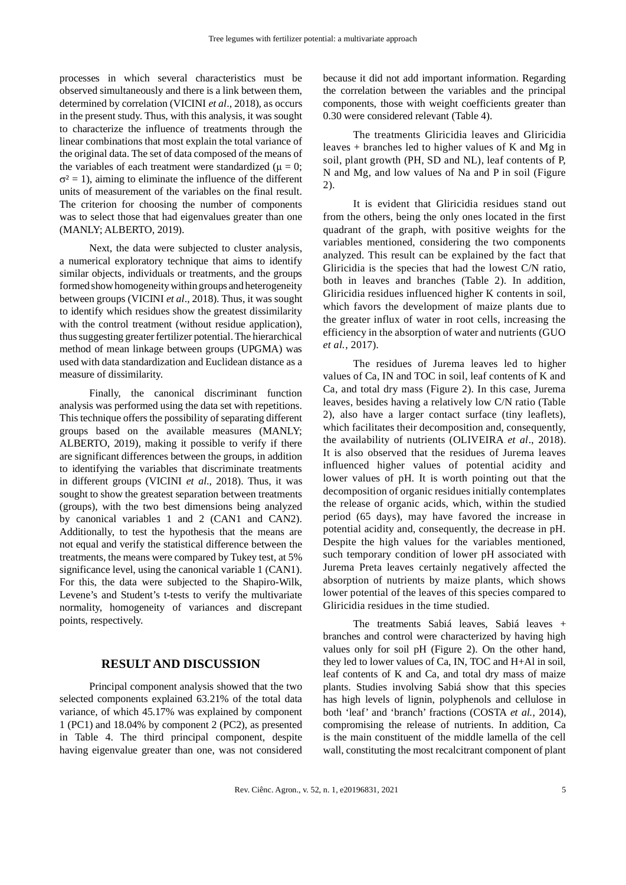processes in which several characteristics must be observed simultaneously and there is a link between them, determined by correlation (VICINI *et al*., 2018), as occurs in the present study. Thus, with this analysis, it was sought to characterize the influence of treatments through the linear combinations that most explain the total variance of the original data. The set of data composed of the means of the variables of each treatment were standardized ($\mu = 0$; $\sigma^2 = 1$), aiming to eliminate the influence of the different units of measurement of the variables on the final result. The criterion for choosing the number of components was to select those that had eigenvalues greater than one (MANLY; ALBERTO, 2019).

Next, the data were subjected to cluster analysis, a numerical exploratory technique that aims to identify similar objects, individuals or treatments, and the groups formed show homogeneity within groups and heterogeneity between groups (VICINI *et al*., 2018). Thus, it was sought to identify which residues show the greatest dissimilarity with the control treatment (without residue application), thus suggesting greater fertilizer potential. The hierarchical method of mean linkage between groups (UPGMA) was used with data standardization and Euclidean distance as a measure of dissimilarity.

Finally, the canonical discriminant function analysis was performed using the data set with repetitions. This technique offers the possibility of separating different groups based on the available measures (MANLY; ALBERTO, 2019), making it possible to verify if there are significant differences between the groups, in addition to identifying the variables that discriminate treatments in different groups (VICINI *et al*., 2018). Thus, it was sought to show the greatest separation between treatments (groups), with the two best dimensions being analyzed by canonical variables 1 and 2 (CAN1 and CAN2). Additionally, to test the hypothesis that the means are not equal and verify the statistical difference between the treatments, the means were compared by Tukey test, at 5% significance level, using the canonical variable 1 (CAN1). For this, the data were subjected to the Shapiro-Wilk, Levene's and Student's t-tests to verify the multivariate normality, homogeneity of variances and discrepant points, respectively.

## RESULT AND DISCUSSION

Principal component analysis showed that the two selected components explained 63.21% of the total data variance, of which 45.17% was explained by component 1 (PC1) and 18.04% by component 2 (PC2), as presented in Table 4. The third principal component, despite having eigenvalue greater than one, was not considered because it did not add important information. Regarding the correlation between the variables and the principal components, those with weight coefficients greater than 0.30 were considered relevant (Table 4).

The treatments Gliricidia leaves and Gliricidia leaves + branches led to higher values of K and Mg in soil, plant growth (PH, SD and NL), leaf contents of P, N and Mg, and low values of Na and P in soil (Figure 2).

It is evident that Gliricidia residues stand out from the others, being the only ones located in the first quadrant of the graph, with positive weights for the variables mentioned, considering the two components analyzed. This result can be explained by the fact that Gliricidia is the species that had the lowest C/N ratio, both in leaves and branches (Table 2). In addition, Gliricidia residues influenced higher K contents in soil, which favors the development of maize plants due to the greater influx of water in root cells, increasing the efficiency in the absorption of water and nutrients (GUO *et al.*, 2017).

The residues of Jurema leaves led to higher values of Ca, IN and TOC in soil, leaf contents of K and Ca, and total dry mass (Figure 2). In this case, Jurema leaves, besides having a relatively low C/N ratio (Table 2), also have a larger contact surface (tiny leaflets), which facilitates their decomposition and, consequently, the availability of nutrients (OLIVEIRA *et al*., 2018). It is also observed that the residues of Jurema leaves influenced higher values of potential acidity and lower values of pH. It is worth pointing out that the decomposition of organic residues initially contemplates the release of organic acids, which, within the studied period (65 days), may have favored the increase in potential acidity and, consequently, the decrease in pH. Despite the high values for the variables mentioned, such temporary condition of lower pH associated with Jurema Preta leaves certainly negatively affected the absorption of nutrients by maize plants, which shows lower potential of the leaves of this species compared to Gliricidia residues in the time studied.

The treatments Sabiá leaves, Sabiá leaves + branches and control were characterized by having high values only for soil pH (Figure 2). On the other hand, they led to lower values of Ca, IN, TOC and H+Al in soil, leaf contents of K and Ca, and total dry mass of maize plants. Studies involving Sabiá show that this species has high levels of lignin, polyphenols and cellulose in both 'leaf' and 'branch' fractions (COSTA *et al.*, 2014), compromising the release of nutrients. In addition, Ca is the main constituent of the middle lamella of the cell wall, constituting the most recalcitrant component of plant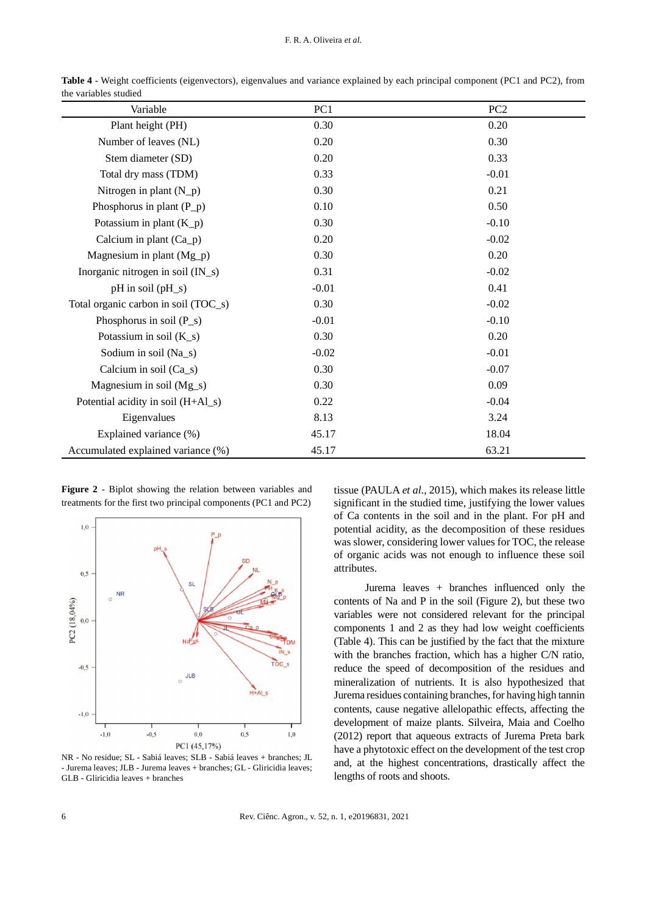**Table 4** - Weight coefficients (eigenvectors), eigenvalues and variance explained by each principal component (PC1 and PC2), from the variables studied

| Variable | PC1 | PC2 |
|---|---|---|
| Plant height (PH) | 0.30 | 0.20 |
| Number of leaves (NL) | 0.20 | 0.30 |
| Stem diameter (SD) | 0.20 | 0.33 |
| Total dry mass (TDM) | 0.33 | -0.01 |
| Nitrogen in plant (N_p) | 0.30 | 0.21 |
| Phosphorus in plant (P_p) | 0.10 | 0.50 |
| Potassium in plant (K_p) | 0.30 | -0.10 |
| Calcium in plant (Ca_p) | 0.20 | -0.02 |
| Magnesium in plant (Mg_p) | 0.30 | 0.20 |
| Inorganic nitrogen in soil (IN_s) | 0.31 | -0.02 |
| pH in soil (pH_s) | -0.01 | 0.41 |
| Total organic carbon in soil (TOC_s) | 0.30 | -0.02 |
| Phosphorus in soil (P_s) | -0.01 | -0.10 |
| Potassium in soil (K_s) | 0.30 | 0.20 |
| Sodium in soil (Na_s) | -0.02 | -0.01 |
| Calcium in soil (Ca_s) | 0.30 | -0.07 |
| Magnesium in soil (Mg_s) | 0.30 | 0.09 |
| Potential acidity in soil (H+Al_s) | 0.22 | -0.04 |
| Eigenvalues | 8.13 | 3.24 |
| Explained variance (%) | 45.17 | 18.04 |
| Accumulated explained variance (%) | 45.17 | 63.21 |

**Figure 2** - Biplot showing the relation between variables and treatments for the first two principal components (PC1 and PC2)

NR - No residue; SL - Sabiá leaves; SLB - Sabiá leaves + branches; JL - Jurema leaves; JLB - Jurema leaves + branches; GL - Gliricidia leaves; GLB - Gliricidia leaves + branches

tissue (PAULA *et al*., 2015), which makes its release little significant in the studied time, justifying the lower values of Ca contents in the soil and in the plant. For pH and potential acidity, as the decomposition of these residues was slower, considering lower values for TOC, the release of organic acids was not enough to influence these soil attributes.

Jurema leaves + branches influenced only the contents of Na and P in the soil (Figure 2), but these two variables were not considered relevant for the principal components 1 and 2 as they had low weight coefficients (Table 4). This can be justified by the fact that the mixture with the branches fraction, which has a higher C/N ratio, reduce the speed of decomposition of the residues and mineralization of nutrients. It is also hypothesized that Jurema residues containing branches, for having high tannin contents, cause negative allelopathic effects, affecting the development of maize plants. Silveira, Maia and Coelho (2012) report that aqueous extracts of Jurema Preta bark have a phytotoxic effect on the development of the test crop and, at the highest concentrations, drastically affect the lengths of roots and shoots.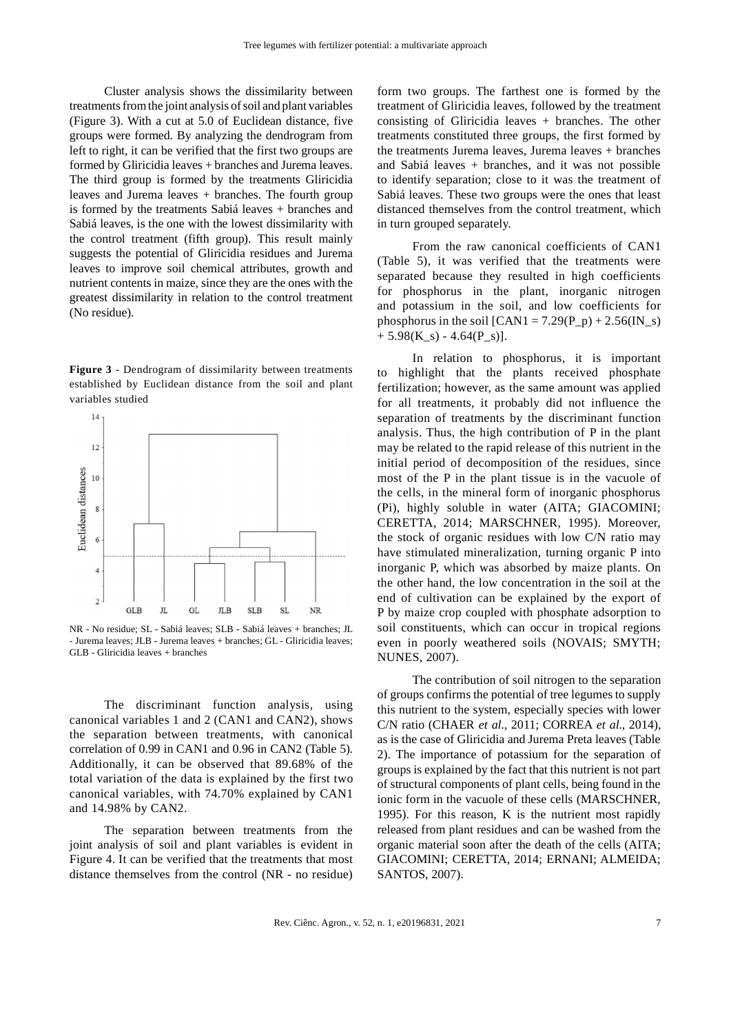Cluster analysis shows the dissimilarity between treatments from the joint analysis of soil and plant variables (Figure 3). With a cut at 5.0 of Euclidean distance, five groups were formed. By analyzing the dendrogram from left to right, it can be verified that the first two groups are formed by Gliricidia leaves + branches and Jurema leaves. The third group is formed by the treatments Gliricidia leaves and Jurema leaves + branches. The fourth group is formed by the treatments Sabiá leaves + branches and Sabiá leaves, is the one with the lowest dissimilarity with the control treatment (fifth group). This result mainly suggests the potential of Gliricidia residues and Jurema leaves to improve soil chemical attributes, growth and nutrient contents in maize, since they are the ones with the greatest dissimilarity in relation to the control treatment (No residue).

**Figure 3** - Dendrogram of dissimilarity between treatments established by Euclidean distance from the soil and plant variables studied

NR - No residue; SL - Sabiá leaves; SLB - Sabiá leaves + branches; JL - Jurema leaves; JLB - Jurema leaves + branches; GL - Gliricidia leaves; GLB - Gliricidia leaves + branches

The discriminant function analysis, using canonical variables 1 and 2 (CAN1 and CAN2), shows the separation between treatments, with canonical correlation of 0.99 in CAN1 and 0.96 in CAN2 (Table 5). Additionally, it can be observed that 89.68% of the total variation of the data is explained by the first two canonical variables, with 74.70% explained by CAN1 and 14.98% by CAN2.

The separation between treatments from the joint analysis of soil and plant variables is evident in Figure 4. It can be verified that the treatments that most distance themselves from the control (NR - no residue) form two groups. The farthest one is formed by the treatment of Gliricidia leaves, followed by the treatment consisting of Gliricidia leaves + branches. The other treatments constituted three groups, the first formed by the treatments Jurema leaves, Jurema leaves + branches and Sabiá leaves + branches, and it was not possible to identify separation; close to it was the treatment of Sabiá leaves. These two groups were the ones that least distanced themselves from the control treatment, which in turn grouped separately.

From the raw canonical coefficients of CAN1 (Table 5), it was verified that the treatments were separated because they resulted in high coefficients for phosphorus in the plant, inorganic nitrogen and potassium in the soil, and low coefficients for phosphorus in the soil [$CAN1 = 7.29(P\_p) + 2.56(IN\_s) + 5.98(K\_s) - 4.64(P\_s)$].

In relation to phosphorus, it is important to highlight that the plants received phosphate fertilization; however, as the same amount was applied for all treatments, it probably did not influence the separation of treatments by the discriminant function analysis. Thus, the high contribution of P in the plant may be related to the rapid release of this nutrient in the initial period of decomposition of the residues, since most of the P in the plant tissue is in the vacuole of the cells, in the mineral form of inorganic phosphorus (Pi), highly soluble in water (AITA; GIACOMINI; CERETTA, 2014; MARSCHNER, 1995). Moreover, the stock of organic residues with low C/N ratio may have stimulated mineralization, turning organic P into inorganic P, which was absorbed by maize plants. On the other hand, the low concentration in the soil at the end of cultivation can be explained by the export of P by maize crop coupled with phosphate adsorption to soil constituents, which can occur in tropical regions even in poorly weathered soils (NOVAIS; SMYTH; NUNES, 2007).

The contribution of soil nitrogen to the separation of groups confirms the potential of tree legumes to supply this nutrient to the system, especially species with lower C/N ratio (CHAER *et al*., 2011; CORREA *et al*., 2014), as is the case of Gliricidia and Jurema Preta leaves (Table 2). The importance of potassium for the separation of groups is explained by the fact that this nutrient is not part of structural components of plant cells, being found in the ionic form in the vacuole of these cells (MARSCHNER, 1995). For this reason, K is the nutrient most rapidly released from plant residues and can be washed from the organic material soon after the death of the cells (AITA; GIACOMINI; CERETTA, 2014; ERNANI; ALMEIDA; SANTOS, 2007).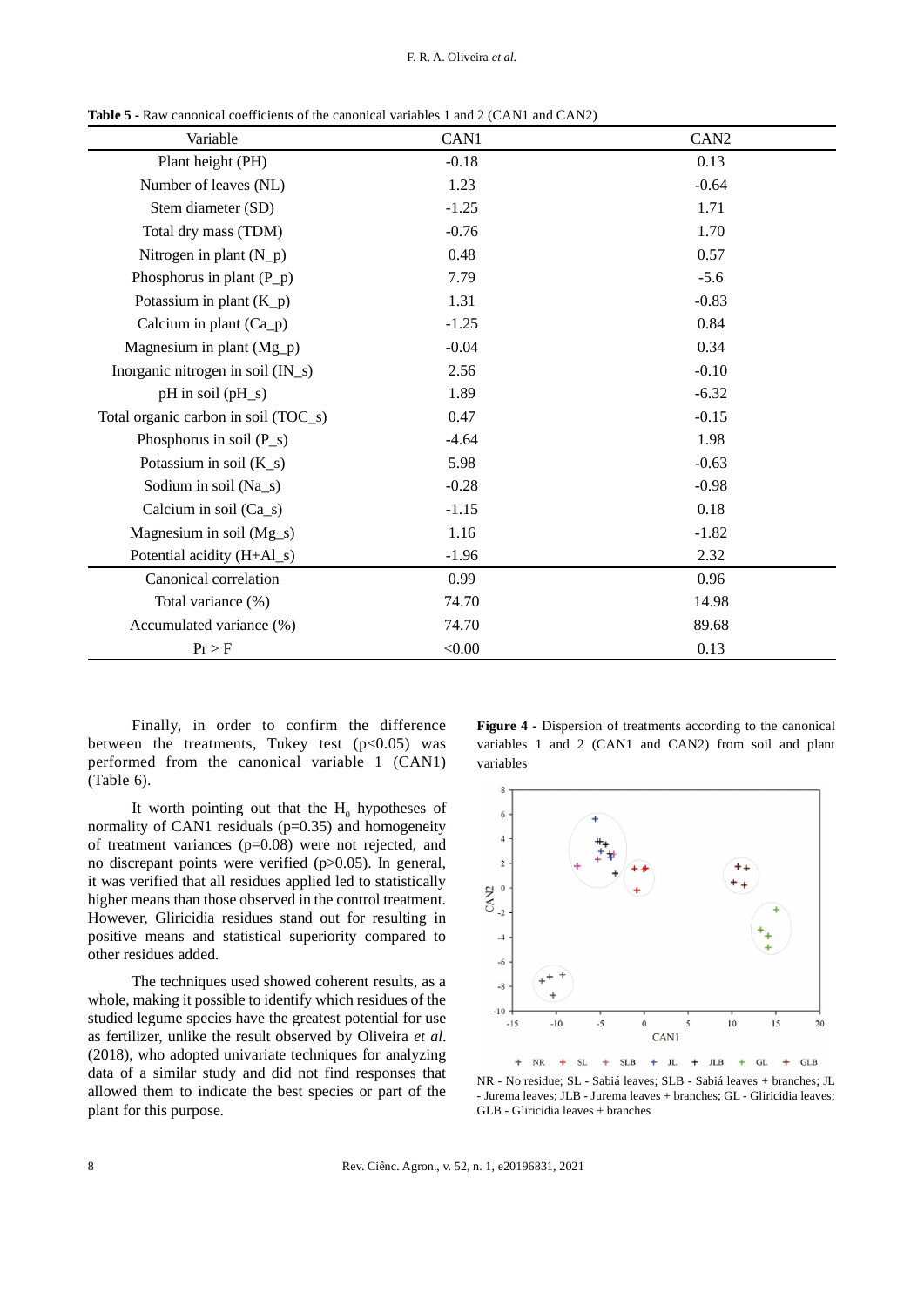**Table 5** - Raw canonical coefficients of the canonical variables 1 and 2 (CAN1 and CAN2)

| Variable | CAN1 | CAN2 |
|---|---|---|
| Plant height (PH) | -0.18 | 0.13 |
| Number of leaves (NL) | 1.23 | -0.64 |
| Stem diameter (SD) | -1.25 | 1.71 |
| Total dry mass (TDM) | -0.76 | 1.70 |
| Nitrogen in plant (N_p) | 0.48 | 0.57 |
| Phosphorus in plant (P_p) | 7.79 | -5.6 |
| Potassium in plant (K_p) | 1.31 | -0.83 |
| Calcium in plant (Ca_p) | -1.25 | 0.84 |
| Magnesium in plant (Mg_p) | -0.04 | 0.34 |
| Inorganic nitrogen in soil (IN_s) | 2.56 | -0.10 |
| pH in soil (pH_s) | 1.89 | -6.32 |
| Total organic carbon in soil (TOC_s) | 0.47 | -0.15 |
| Phosphorus in soil (P_s) | -4.64 | 1.98 |
| Potassium in soil (K_s) | 5.98 | -0.63 |
| Sodium in soil (Na_s) | -0.28 | -0.98 |
| Calcium in soil (Ca_s) | -1.15 | 0.18 |
| Magnesium in soil (Mg_s) | 1.16 | -1.82 |
| Potential acidity (H+Al_s) | -1.96 | 2.32 |
| Canonical correlation | 0.99 | 0.96 |
| Total variance (%) | 74.70 | 14.98 |
| Accumulated variance (%) | 74.70 | 89.68 |
| Pr > F | <0.00 | 0.13 |

Finally, in order to confirm the difference between the treatments, Tukey test ($p<0.05$) was performed from the canonical variable 1 (CAN1) (Table 6).

It worth pointing out that the $H_0$ hypotheses of normality of CAN1 residuals ($p=0.35$) and homogeneity of treatment variances ($p=0.08$) were not rejected, and no discrepant points were verified ($p>0.05$). In general, it was verified that all residues applied led to statistically higher means than those observed in the control treatment. However, Gliricidia residues stand out for resulting in positive means and statistical superiority compared to other residues added.

The techniques used showed coherent results, as a whole, making it possible to identify which residues of the studied legume species have the greatest potential for use as fertilizer, unlike the result observed by Oliveira *et al.* (2018), who adopted univariate techniques for analyzing data of a similar study and did not find responses that allowed them to indicate the best species or part of the plant for this purpose.

**Figure 4** - Dispersion of treatments according to the canonical variables 1 and 2 (CAN1 and CAN2) from soil and plant variables

NR - No residue; SL - Sabiá leaves; SLB - Sabiá leaves + branches; JL - Jurema leaves; JLB - Jurema leaves + branches; GL - Gliricidia leaves; GLB - Gliricidia leaves + branches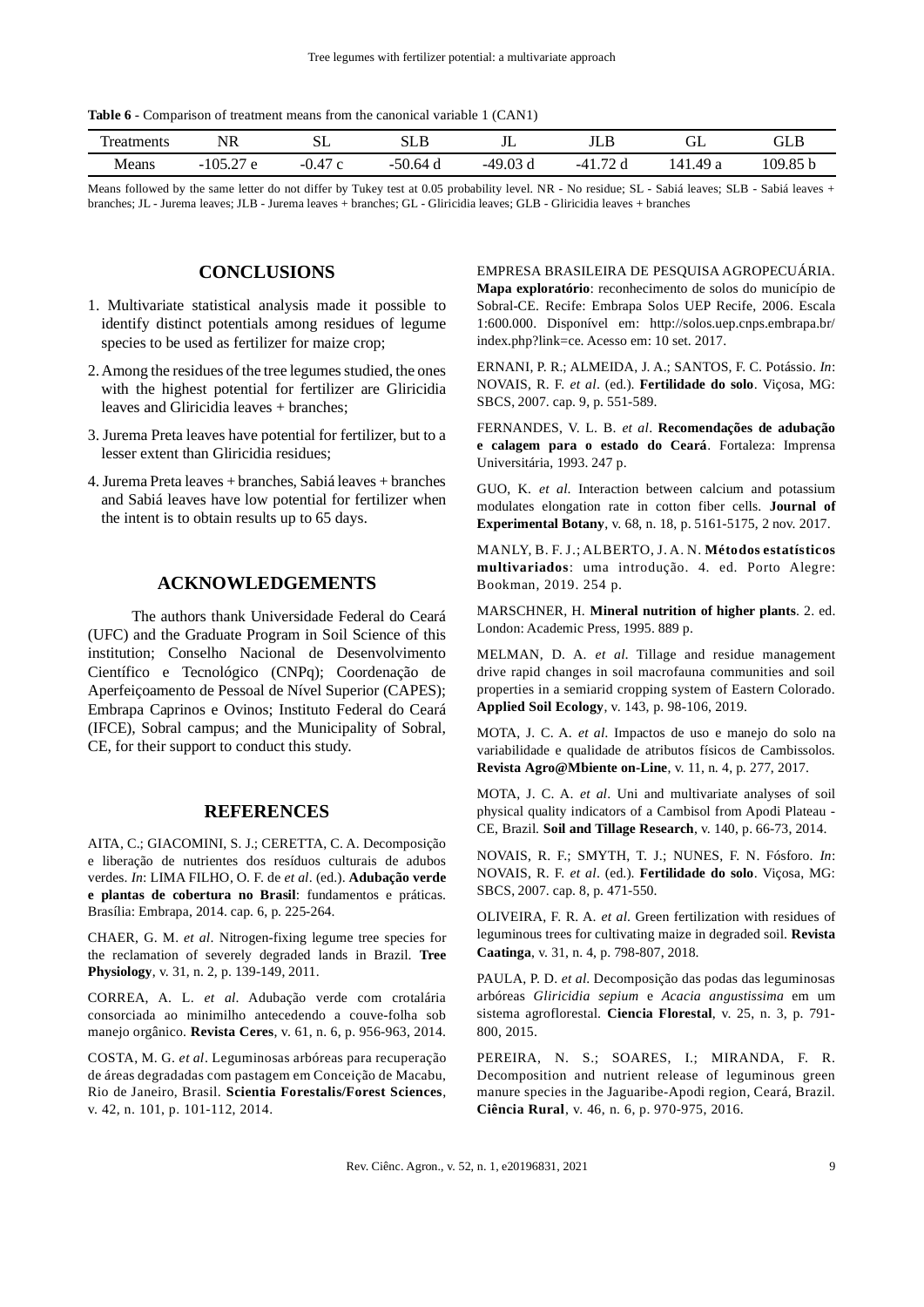**Table 6** - Comparison of treatment means from the canonical variable 1 (CAN1)

| Treatments | NR | SL | SLB | JL | JLB | GL | GLB |
|---|---|---|---|---|---|---|---|
| Means | -105.27 e | -0.47 c | -50.64 d | -49.03 d | -41.72 d | 141.49 a | 109.85 b |

Means followed by the same letter do not differ by Tukey test at 0.05 probability level. NR - No residue; SL - Sabiá leaves; SLB - Sabiá leaves + branches; JL - Jurema leaves; JLB - Jurema leaves + branches; GL - Gliricidia leaves; GLB - Gliricidia leaves + branches

## CONCLUSIONS

1. Multivariate statistical analysis made it possible to identify distinct potentials among residues of legume species to be used as fertilizer for maize crop;
2. Among the residues of the tree legumes studied, the ones with the highest potential for fertilizer are Gliricidia leaves and Gliricidia leaves + branches;
3. Jurema Preta leaves have potential for fertilizer, but to a lesser extent than Gliricidia residues;
4. Jurema Preta leaves + branches, Sabiá leaves + branches and Sabiá leaves have low potential for fertilizer when the intent is to obtain results up to 65 days.

## ACKNOWLEDGEMENTS

The authors thank Universidade Federal do Ceará (UFC) and the Graduate Program in Soil Science of this institution; Conselho Nacional de Desenvolvimento Científico e Tecnológico (CNPq); Coordenação de Aperfeiçoamento de Pessoal de Nível Superior (CAPES); Embrapa Caprinos e Ovinos; Instituto Federal do Ceará (IFCE), Sobral campus; and the Municipality of Sobral, CE, for their support to conduct this study.

## REFERENCES

AITA, C.; GIACOMINI, S. J.; CERETTA, C. A. Decomposição e liberação de nutrientes dos resíduos culturais de adubos verdes. *In*: LIMA FILHO, O. F. de *et al*. (ed.). **Adubação verde e plantas de cobertura no Brasil**: fundamentos e práticas. Brasília: Embrapa, 2014. cap. 6, p. 225-264.

CHAER, G. M. *et al*. Nitrogen-fixing legume tree species for the reclamation of severely degraded lands in Brazil. **Tree Physiology**, v. 31, n. 2, p. 139-149, 2011.

CORREA, A. L. *et al*. Adubação verde com crotalária consorciada ao minimilho antecedendo a couve-folha sob manejo orgânico. **Revista Ceres**, v. 61, n. 6, p. 956-963, 2014.

COSTA, M. G. *et al*. Leguminosas arbóreas para recuperação de áreas degradadas com pastagem em Conceição de Macabu, Rio de Janeiro, Brasil. **Scientia Forestalis/Forest Sciences**, v. 42, n. 101, p. 101-112, 2014.

EMPRESA BRASILEIRA DE PESQUISA AGROPECUÁRIA. **Mapa exploratório**: reconhecimento de solos do município de Sobral-CE. Recife: Embrapa Solos UEP Recife, 2006. Escala 1:600.000. Disponível em: http://solos.uep.cnps.embrapa.br/index.php?link=ce. Acesso em: 10 set. 2017.

ERNANI, P. R.; ALMEIDA, J. A.; SANTOS, F. C. Potássio. *In*: NOVAIS, R. F. *et al*. (ed.). **Fertilidade do solo**. Viçosa, MG: SBCS, 2007. cap. 9, p. 551-589.

FERNANDES, V. L. B. *et al*. **Recomendações de adubação e calagem para o estado do Ceará**. Fortaleza: Imprensa Universitária, 1993. 247 p.

GUO, K. *et al*. Interaction between calcium and potassium modulates elongation rate in cotton fiber cells. **Journal of Experimental Botany**, v. 68, n. 18, p. 5161-5175, 2 nov. 2017.

MANLY, B. F. J.; ALBERTO, J. A. N. **Métodos estatísticos multivariados**: uma introdução. 4. ed. Porto Alegre: Bookman, 2019. 254 p.

MARSCHNER, H. **Mineral nutrition of higher plants**. 2. ed. London: Academic Press, 1995. 889 p.

MELMAN, D. A. *et al*. Tillage and residue management drive rapid changes in soil macrofauna communities and soil properties in a semiarid cropping system of Eastern Colorado. **Applied Soil Ecology**, v. 143, p. 98-106, 2019.

MOTA, J. C. A. *et al*. Impactos de uso e manejo do solo na variabilidade e qualidade de atributos físicos de Cambissolos. **Revista Agro@Mbiente on-Line**, v. 11, n. 4, p. 277, 2017.

MOTA, J. C. A. *et al*. Uni and multivariate analyses of soil physical quality indicators of a Cambisol from Apodi Plateau - CE, Brazil. **Soil and Tillage Research**, v. 140, p. 66-73, 2014.

NOVAIS, R. F.; SMYTH, T. J.; NUNES, F. N. Fósforo. *In*: NOVAIS, R. F. *et al*. (ed.). **Fertilidade do solo**. Viçosa, MG: SBCS, 2007. cap. 8, p. 471-550.

OLIVEIRA, F. R. A. *et al*. Green fertilization with residues of leguminous trees for cultivating maize in degraded soil. **Revista Caatinga**, v. 31, n. 4, p. 798-807, 2018.

PAULA, P. D. *et al*. Decomposição das podas das leguminosas arbóreas *Gliricidia sepium* e *Acacia angustissima* em um sistema agroflorestal. **Ciencia Florestal**, v. 25, n. 3, p. 791-800, 2015.

PEREIRA, N. S.; SOARES, I.; MIRANDA, F. R. Decomposition and nutrient release of leguminous green manure species in the Jaguaribe-Apodi region, Ceará, Brazil. **Ciência Rural**, v. 46, n. 6, p. 970-975, 2016.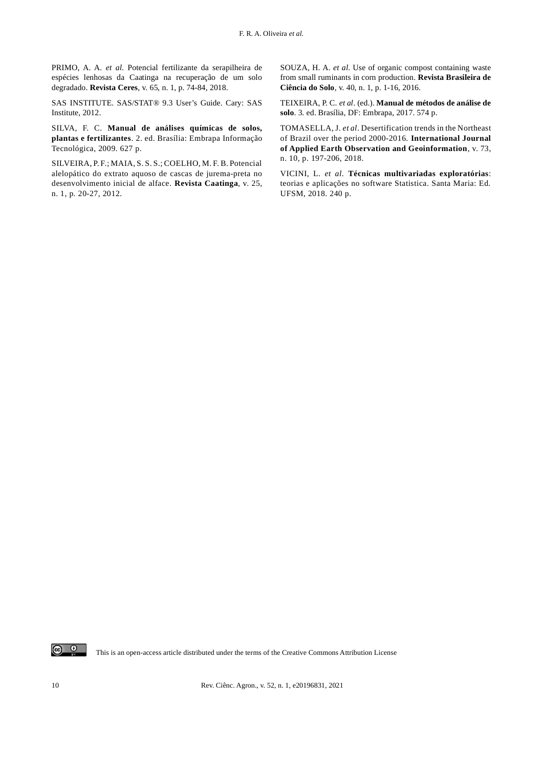PRIMO, A. A. *et al.* Potencial fertilizante da serapilheira de espécies lenhosas da Caatinga na recuperação de um solo degradado. **Revista Ceres**, v. 65, n. 1, p. 74-84, 2018.

SAS INSTITUTE. SAS/STAT® 9.3 User's Guide. Cary: SAS Institute, 2012.

SILVA, F. C. **Manual de análises químicas de solos, plantas e fertilizantes**. 2. ed. Brasília: Embrapa Informação Tecnológica, 2009. 627 p.

SILVEIRA, P. F.; MAIA, S. S. S.; COELHO, M. F. B. Potencial alelopático do extrato aquoso de cascas de jurema-preta no desenvolvimento inicial de alface. **Revista Caatinga**, v. 25, n. 1, p. 20-27, 2012.

SOUZA, H. A. *et al*. Use of organic compost containing waste from small ruminants in corn production. **Revista Brasileira de Ciência do Solo**, v. 40, n. 1, p. 1-16, 2016.

TEIXEIRA, P. C. *et al*. (ed.). **Manual de métodos de análise de solo**. 3. ed. Brasília, DF: Embrapa, 2017. 574 p.

TOMASELLA, J. *et al*. Desertification trends in the Northeast of Brazil over the period 2000-2016. **International Journal of Applied Earth Observation and Geoinformation**, v. 73, n. 10, p. 197-206, 2018.

VICINI, L. *et al*. **Técnicas multivariadas exploratórias**: teorias e aplicações no software Statistica. Santa Maria: Ed. UFSM, 2018. 240 p.

This is an open-access article distributed under the terms of the Creative Commons Attribution License